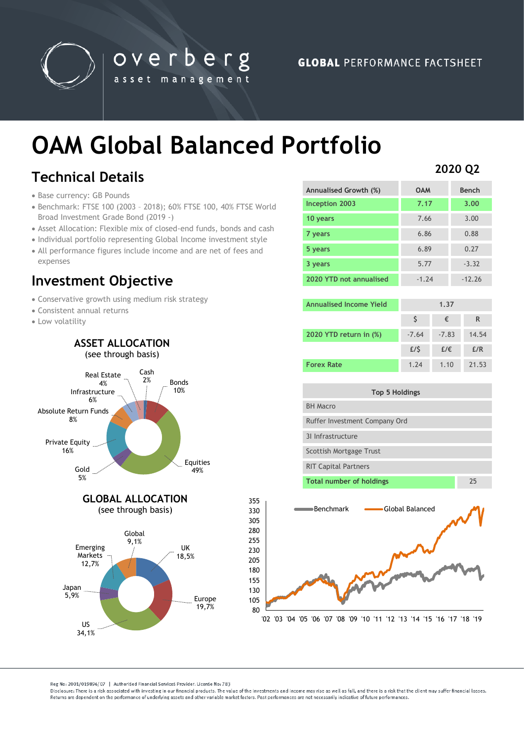overberg asset management

GLOBAL PERFORMANCE FACTSHEET

# OAM Global Balanced Portfolio

## Technical Details

- Base currency: GB Pounds
- Benchmark: FTSE 100 (2003 – 2018); 60% FTSE 100, 40% FTSE World Broad Investment Grade Bond (2019 -)
- Asset Allocation: Flexible mix of closed-end funds, bonds and cash
- Individual portfolio representing Global Income investment style
- All performance figures include income and are net of fees and expenses

## Investment Objective

- Conservative growth using medium risk strategy
- Consistent annual returns
- Low volatility

### ASSET ALLOCATION
(see through basis)

| Asset | % |
|---|---|
| Cash | 2% |
| Bonds | 10% |
| Equities | 49% |
| Gold | 5% |
| Private Equity | 16% |
| Absolute Return Funds | 8% |
| Infrastructure | 6% |
| Real Estate | 4% |

### GLOBAL ALLOCATION
(see through basis)

| Region | % |
|---|---|
| Global | 9,1% |
| UK | 18,5% |
| Europe | 19,7% |
| US | 34,1% |
| Japan | 5,9% |
| Emerging Markets | 12,7% |

**2020 Q2**

| Annualised Growth (%) | OAM | Bench |
|---|---|---|
| Inception 2003 | **7.17** | **3.00** |
| 10 years | 7.66 | 3.00 |
| 7 years | 6.86 | 0.88 |
| 5 years | 6.89 | 0.27 |
| 3 years | 5.77 | -3.32 |
| 2020 YTD not annualised | -1.24 | -12.26 |

| | | | |
|---|---|---|---|
| Annualised Income Yield | 1.37 | | |
| | $ | € | R |
| 2020 YTD return in (%) | -7.64 | -7.83 | 14.54 |
| | £/$ | £/€ | £/R |
| Forex Rate | 1.24 | 1.10 | 21.53 |

| Top 5 Holdings | |
|---|---|
| BH Macro | |
| Ruffer Investment Company Ord | |
| 3I Infrastructure | |
| Scottish Mortgage Trust | |
| RIT Capital Partners | |
| Total number of holdings | 25 |

Benchmark — Global Balanced ('02 – '19)

Reg No: 2001/019896/07 | Authorised Financial Services Provider. License No: 783
Disclosure: There is a risk associated with investing in our financial products. The value of the investments and income may rise as well as fall, and there is a risk that the client may suffer financial losses. Returns are dependent on the performance of underlying assets and other variable market factors. Past performances are not necessarily indicative of future performances.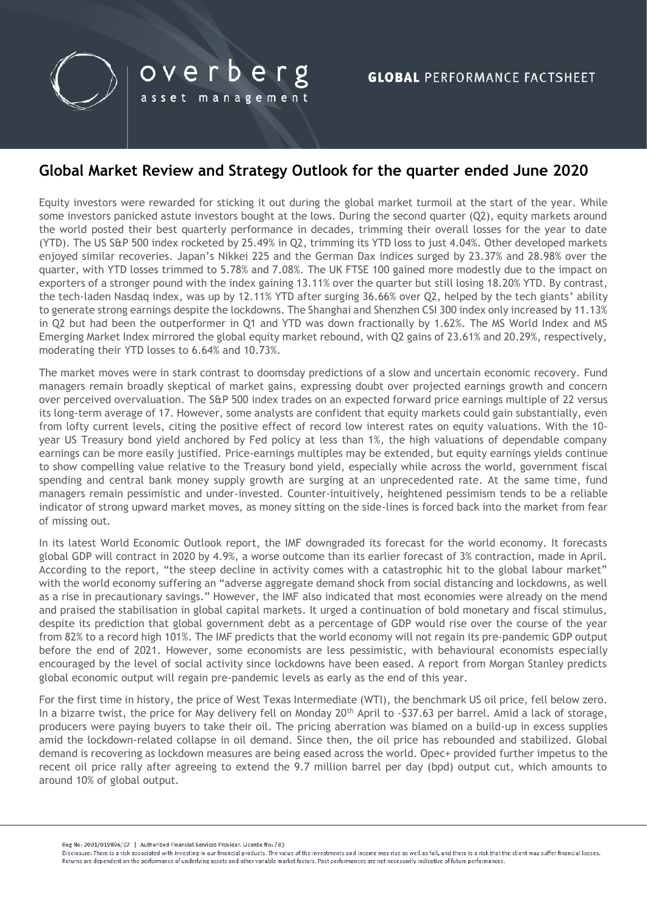## Global Market Review and Strategy Outlook for the quarter ended June 2020

Equity investors were rewarded for sticking it out during the global market turmoil at the start of the year. While some investors panicked astute investors bought at the lows. During the second quarter (Q2), equity markets around the world posted their best quarterly performance in decades, trimming their overall losses for the year to date (YTD). The US S&P 500 index rocketed by 25.49% in Q2, trimming its YTD loss to just 4.04%. Other developed markets enjoyed similar recoveries. Japan's Nikkei 225 and the German Dax indices surged by 23.37% and 28.98% over the quarter, with YTD losses trimmed to 5.78% and 7.08%. The UK FTSE 100 gained more modestly due to the impact on exporters of a stronger pound with the index gaining 13.11% over the quarter but still losing 18.20% YTD. By contrast, the tech-laden Nasdaq index, was up by 12.11% YTD after surging 36.66% over Q2, helped by the tech giants' ability to generate strong earnings despite the lockdowns. The Shanghai and Shenzhen CSI 300 index only increased by 11.13% in Q2 but had been the outperformer in Q1 and YTD was down fractionally by 1.62%. The MS World Index and MS Emerging Market Index mirrored the global equity market rebound, with Q2 gains of 23.61% and 20.29%, respectively, moderating their YTD losses to 6.64% and 10.73%.

The market moves were in stark contrast to doomsday predictions of a slow and uncertain economic recovery. Fund managers remain broadly skeptical of market gains, expressing doubt over projected earnings growth and concern over perceived overvaluation. The S&P 500 index trades on an expected forward price earnings multiple of 22 versus its long-term average of 17. However, some analysts are confident that equity markets could gain substantially, even from lofty current levels, citing the positive effect of record low interest rates on equity valuations. With the 10-year US Treasury bond yield anchored by Fed policy at less than 1%, the high valuations of dependable company earnings can be more easily justified. Price-earnings multiples may be extended, but equity earnings yields continue to show compelling value relative to the Treasury bond yield, especially while across the world, government fiscal spending and central bank money supply growth are surging at an unprecedented rate. At the same time, fund managers remain pessimistic and under-invested. Counter-intuitively, heightened pessimism tends to be a reliable indicator of strong upward market moves, as money sitting on the side-lines is forced back into the market from fear of missing out.

In its latest World Economic Outlook report, the IMF downgraded its forecast for the world economy. It forecasts global GDP will contract in 2020 by 4.9%, a worse outcome than its earlier forecast of 3% contraction, made in April. According to the report, "the steep decline in activity comes with a catastrophic hit to the global labour market" with the world economy suffering an "adverse aggregate demand shock from social distancing and lockdowns, as well as a rise in precautionary savings." However, the IMF also indicated that most economies were already on the mend and praised the stabilisation in global capital markets. It urged a continuation of bold monetary and fiscal stimulus, despite its prediction that global government debt as a percentage of GDP would rise over the course of the year from 82% to a record high 101%. The IMF predicts that the world economy will not regain its pre-pandemic GDP output before the end of 2021. However, some economists are less pessimistic, with behavioural economists especially encouraged by the level of social activity since lockdowns have been eased. A report from Morgan Stanley predicts global economic output will regain pre-pandemic levels as early as the end of this year.

For the first time in history, the price of West Texas Intermediate (WTI), the benchmark US oil price, fell below zero. In a bizarre twist, the price for May delivery fell on Monday 20th April to -$37.63 per barrel. Amid a lack of storage, producers were paying buyers to take their oil. The pricing aberration was blamed on a build-up in excess supplies amid the lockdown-related collapse in oil demand. Since then, the oil price has rebounded and stabilized. Global demand is recovering as lockdown measures are being eased across the world. Opec+ provided further impetus to the recent oil price rally after agreeing to extend the 9.7 million barrel per day (bpd) output cut, which amounts to around 10% of global output.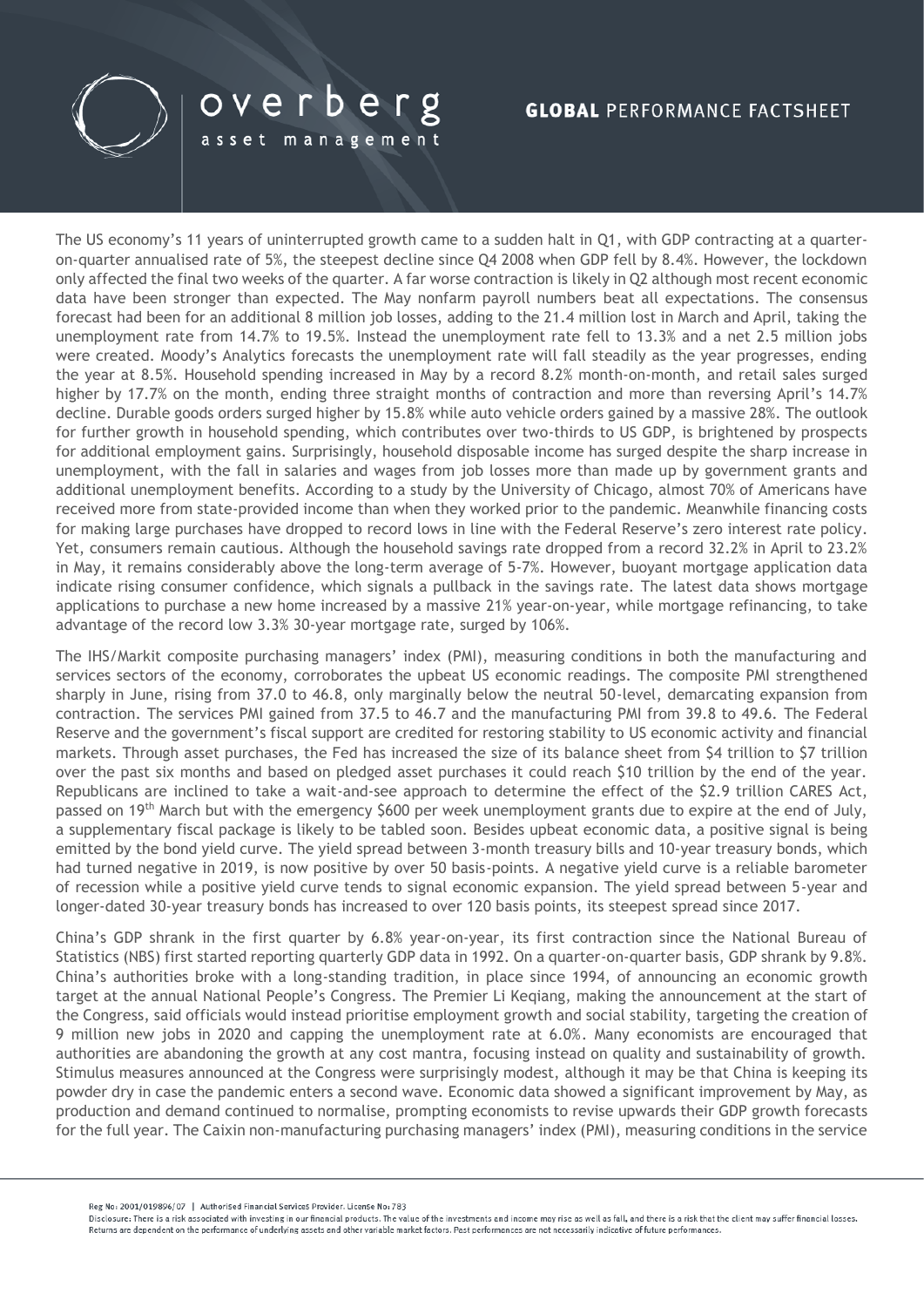The US economy's 11 years of uninterrupted growth came to a sudden halt in Q1, with GDP contracting at a quarter-on-quarter annualised rate of 5%, the steepest decline since Q4 2008 when GDP fell by 8.4%. However, the lockdown only affected the final two weeks of the quarter. A far worse contraction is likely in Q2 although most recent economic data have been stronger than expected. The May nonfarm payroll numbers beat all expectations. The consensus forecast had been for an additional 8 million job losses, adding to the 21.4 million lost in March and April, taking the unemployment rate from 14.7% to 19.5%. Instead the unemployment rate fell to 13.3% and a net 2.5 million jobs were created. Moody's Analytics forecasts the unemployment rate will fall steadily as the year progresses, ending the year at 8.5%. Household spending increased in May by a record 8.2% month-on-month, and retail sales surged higher by 17.7% on the month, ending three straight months of contraction and more than reversing April's 14.7% decline. Durable goods orders surged higher by 15.8% while auto vehicle orders gained by a massive 28%. The outlook for further growth in household spending, which contributes over two-thirds to US GDP, is brightened by prospects for additional employment gains. Surprisingly, household disposable income has surged despite the sharp increase in unemployment, with the fall in salaries and wages from job losses more than made up by government grants and additional unemployment benefits. According to a study by the University of Chicago, almost 70% of Americans have received more from state-provided income than when they worked prior to the pandemic. Meanwhile financing costs for making large purchases have dropped to record lows in line with the Federal Reserve's zero interest rate policy. Yet, consumers remain cautious. Although the household savings rate dropped from a record 32.2% in April to 23.2% in May, it remains considerably above the long-term average of 5-7%. However, buoyant mortgage application data indicate rising consumer confidence, which signals a pullback in the savings rate. The latest data shows mortgage applications to purchase a new home increased by a massive 21% year-on-year, while mortgage refinancing, to take advantage of the record low 3.3% 30-year mortgage rate, surged by 106%.

The IHS/Markit composite purchasing managers' index (PMI), measuring conditions in both the manufacturing and services sectors of the economy, corroborates the upbeat US economic readings. The composite PMI strengthened sharply in June, rising from 37.0 to 46.8, only marginally below the neutral 50-level, demarcating expansion from contraction. The services PMI gained from 37.5 to 46.7 and the manufacturing PMI from 39.8 to 49.6. The Federal Reserve and the government's fiscal support are credited for restoring stability to US economic activity and financial markets. Through asset purchases, the Fed has increased the size of its balance sheet from $4 trillion to $7 trillion over the past six months and based on pledged asset purchases it could reach $10 trillion by the end of the year. Republicans are inclined to take a wait-and-see approach to determine the effect of the $2.9 trillion CARES Act, passed on 19th March but with the emergency $600 per week unemployment grants due to expire at the end of July, a supplementary fiscal package is likely to be tabled soon. Besides upbeat economic data, a positive signal is being emitted by the bond yield curve. The yield spread between 3-month treasury bills and 10-year treasury bonds, which had turned negative in 2019, is now positive by over 50 basis-points. A negative yield curve is a reliable barometer of recession while a positive yield curve tends to signal economic expansion. The yield spread between 5-year and longer-dated 30-year treasury bonds has increased to over 120 basis points, its steepest spread since 2017.

China's GDP shrank in the first quarter by 6.8% year-on-year, its first contraction since the National Bureau of Statistics (NBS) first started reporting quarterly GDP data in 1992. On a quarter-on-quarter basis, GDP shrank by 9.8%. China's authorities broke with a long-standing tradition, in place since 1994, of announcing an economic growth target at the annual National People's Congress. The Premier Li Keqiang, making the announcement at the start of the Congress, said officials would instead prioritise employment growth and social stability, targeting the creation of 9 million new jobs in 2020 and capping the unemployment rate at 6.0%. Many economists are encouraged that authorities are abandoning the growth at any cost mantra, focusing instead on quality and sustainability of growth. Stimulus measures announced at the Congress were surprisingly modest, although it may be that China is keeping its powder dry in case the pandemic enters a second wave. Economic data showed a significant improvement by May, as production and demand continued to normalise, prompting economists to revise upwards their GDP growth forecasts for the full year. The Caixin non-manufacturing purchasing managers' index (PMI), measuring conditions in the service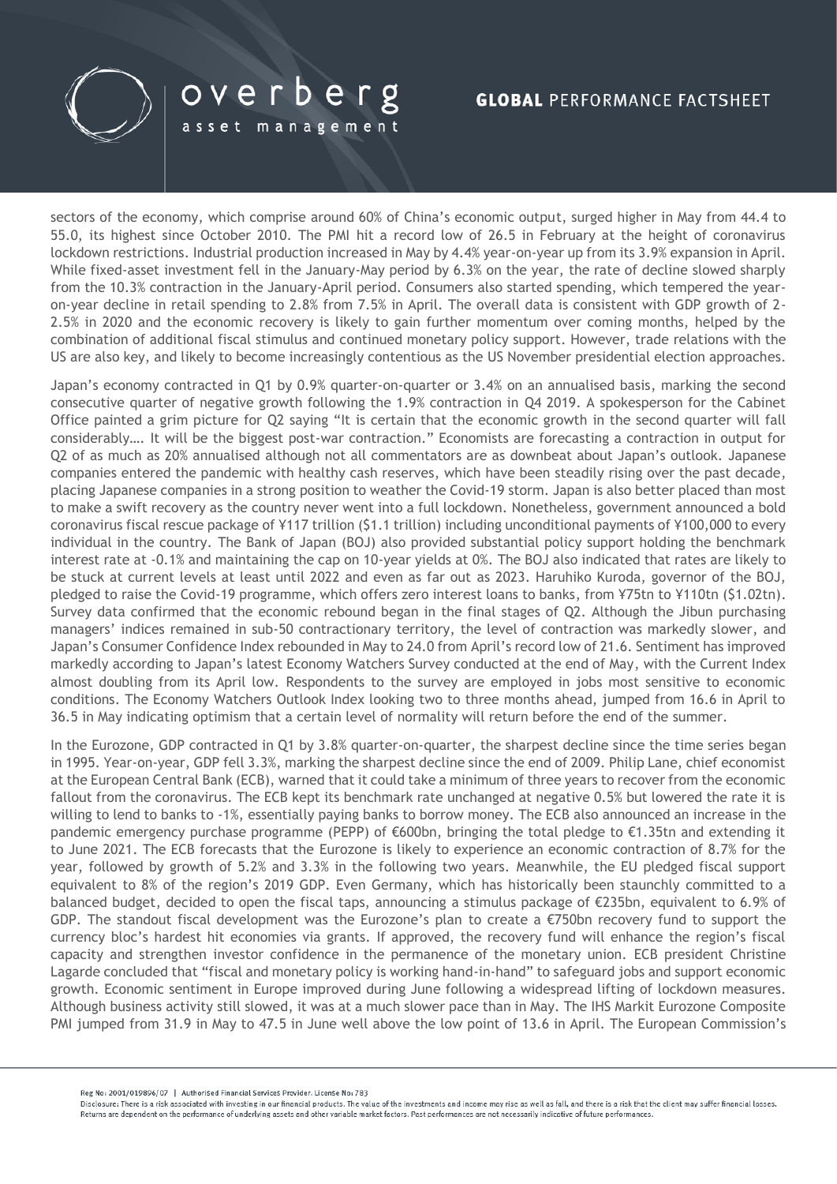sectors of the economy, which comprise around 60% of China's economic output, surged higher in May from 44.4 to 55.0, its highest since October 2010. The PMI hit a record low of 26.5 in February at the height of coronavirus lockdown restrictions. Industrial production increased in May by 4.4% year-on-year up from its 3.9% expansion in April. While fixed-asset investment fell in the January-May period by 6.3% on the year, the rate of decline slowed sharply from the 10.3% contraction in the January-April period. Consumers also started spending, which tempered the year-on-year decline in retail spending to 2.8% from 7.5% in April. The overall data is consistent with GDP growth of 2-2.5% in 2020 and the economic recovery is likely to gain further momentum over coming months, helped by the combination of additional fiscal stimulus and continued monetary policy support. However, trade relations with the US are also key, and likely to become increasingly contentious as the US November presidential election approaches.

Japan's economy contracted in Q1 by 0.9% quarter-on-quarter or 3.4% on an annualised basis, marking the second consecutive quarter of negative growth following the 1.9% contraction in Q4 2019. A spokesperson for the Cabinet Office painted a grim picture for Q2 saying "It is certain that the economic growth in the second quarter will fall considerably…. It will be the biggest post-war contraction." Economists are forecasting a contraction in output for Q2 of as much as 20% annualised although not all commentators are as downbeat about Japan's outlook. Japanese companies entered the pandemic with healthy cash reserves, which have been steadily rising over the past decade, placing Japanese companies in a strong position to weather the Covid-19 storm. Japan is also better placed than most to make a swift recovery as the country never went into a full lockdown. Nonetheless, government announced a bold coronavirus fiscal rescue package of ¥117 trillion ($1.1 trillion) including unconditional payments of ¥100,000 to every individual in the country. The Bank of Japan (BOJ) also provided substantial policy support holding the benchmark interest rate at -0.1% and maintaining the cap on 10-year yields at 0%. The BOJ also indicated that rates are likely to be stuck at current levels at least until 2022 and even as far out as 2023. Haruhiko Kuroda, governor of the BOJ, pledged to raise the Covid-19 programme, which offers zero interest loans to banks, from ¥75tn to ¥110tn ($1.02tn). Survey data confirmed that the economic rebound began in the final stages of Q2. Although the Jibun purchasing managers' indices remained in sub-50 contractionary territory, the level of contraction was markedly slower, and Japan's Consumer Confidence Index rebounded in May to 24.0 from April's record low of 21.6. Sentiment has improved markedly according to Japan's latest Economy Watchers Survey conducted at the end of May, with the Current Index almost doubling from its April low. Respondents to the survey are employed in jobs most sensitive to economic conditions. The Economy Watchers Outlook Index looking two to three months ahead, jumped from 16.6 in April to 36.5 in May indicating optimism that a certain level of normality will return before the end of the summer.

In the Eurozone, GDP contracted in Q1 by 3.8% quarter-on-quarter, the sharpest decline since the time series began in 1995. Year-on-year, GDP fell 3.3%, marking the sharpest decline since the end of 2009. Philip Lane, chief economist at the European Central Bank (ECB), warned that it could take a minimum of three years to recover from the economic fallout from the coronavirus. The ECB kept its benchmark rate unchanged at negative 0.5% but lowered the rate it is willing to lend to banks to -1%, essentially paying banks to borrow money. The ECB also announced an increase in the pandemic emergency purchase programme (PEPP) of €600bn, bringing the total pledge to €1.35tn and extending it to June 2021. The ECB forecasts that the Eurozone is likely to experience an economic contraction of 8.7% for the year, followed by growth of 5.2% and 3.3% in the following two years. Meanwhile, the EU pledged fiscal support equivalent to 8% of the region's 2019 GDP. Even Germany, which has historically been staunchly committed to a balanced budget, decided to open the fiscal taps, announcing a stimulus package of €235bn, equivalent to 6.9% of GDP. The standout fiscal development was the Eurozone's plan to create a €750bn recovery fund to support the currency bloc's hardest hit economies via grants. If approved, the recovery fund will enhance the region's fiscal capacity and strengthen investor confidence in the permanence of the monetary union. ECB president Christine Lagarde concluded that "fiscal and monetary policy is working hand-in-hand" to safeguard jobs and support economic growth. Economic sentiment in Europe improved during June following a widespread lifting of lockdown measures. Although business activity still slowed, it was at a much slower pace than in May. The IHS Markit Eurozone Composite PMI jumped from 31.9 in May to 47.5 in June well above the low point of 13.6 in April. The European Commission's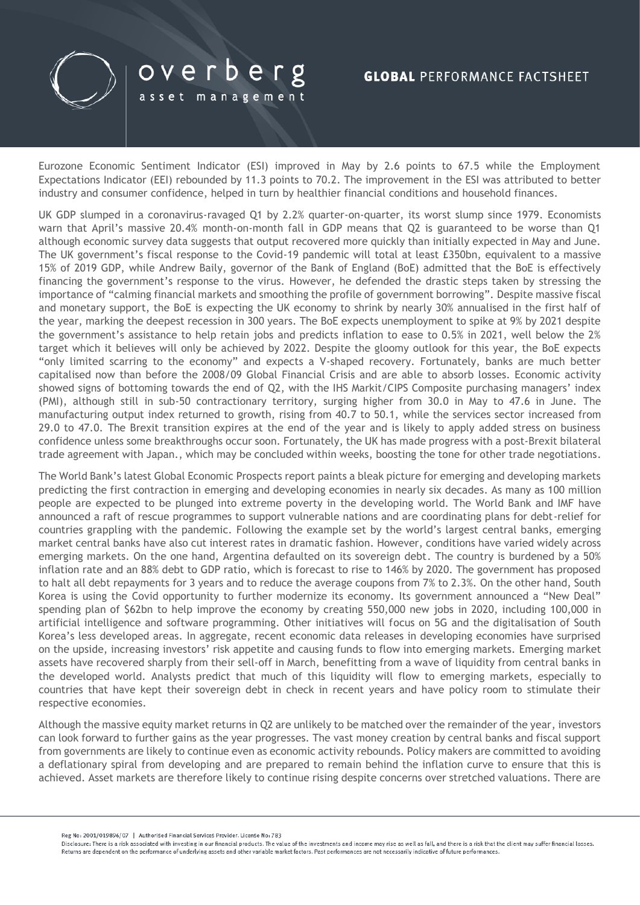Eurozone Economic Sentiment Indicator (ESI) improved in May by 2.6 points to 67.5 while the Employment Expectations Indicator (EEI) rebounded by 11.3 points to 70.2. The improvement in the ESI was attributed to better industry and consumer confidence, helped in turn by healthier financial conditions and household finances.

UK GDP slumped in a coronavirus-ravaged Q1 by 2.2% quarter-on-quarter, its worst slump since 1979. Economists warn that April's massive 20.4% month-on-month fall in GDP means that Q2 is guaranteed to be worse than Q1 although economic survey data suggests that output recovered more quickly than initially expected in May and June. The UK government's fiscal response to the Covid-19 pandemic will total at least £350bn, equivalent to a massive 15% of 2019 GDP, while Andrew Baily, governor of the Bank of England (BoE) admitted that the BoE is effectively financing the government's response to the virus. However, he defended the drastic steps taken by stressing the importance of "calming financial markets and smoothing the profile of government borrowing". Despite massive fiscal and monetary support, the BoE is expecting the UK economy to shrink by nearly 30% annualised in the first half of the year, marking the deepest recession in 300 years. The BoE expects unemployment to spike at 9% by 2021 despite the government's assistance to help retain jobs and predicts inflation to ease to 0.5% in 2021, well below the 2% target which it believes will only be achieved by 2022. Despite the gloomy outlook for this year, the BoE expects "only limited scarring to the economy" and expects a V-shaped recovery. Fortunately, banks are much better capitalised now than before the 2008/09 Global Financial Crisis and are able to absorb losses. Economic activity showed signs of bottoming towards the end of Q2, with the IHS Markit/CIPS Composite purchasing managers' index (PMI), although still in sub-50 contractionary territory, surging higher from 30.0 in May to 47.6 in June. The manufacturing output index returned to growth, rising from 40.7 to 50.1, while the services sector increased from 29.0 to 47.0. The Brexit transition expires at the end of the year and is likely to apply added stress on business confidence unless some breakthroughs occur soon. Fortunately, the UK has made progress with a post-Brexit bilateral trade agreement with Japan., which may be concluded within weeks, boosting the tone for other trade negotiations.

The World Bank's latest Global Economic Prospects report paints a bleak picture for emerging and developing markets predicting the first contraction in emerging and developing economies in nearly six decades. As many as 100 million people are expected to be plunged into extreme poverty in the developing world. The World Bank and IMF have announced a raft of rescue programmes to support vulnerable nations and are coordinating plans for debt-relief for countries grappling with the pandemic. Following the example set by the world's largest central banks, emerging market central banks have also cut interest rates in dramatic fashion. However, conditions have varied widely across emerging markets. On the one hand, Argentina defaulted on its sovereign debt. The country is burdened by a 50% inflation rate and an 88% debt to GDP ratio, which is forecast to rise to 146% by 2020. The government has proposed to halt all debt repayments for 3 years and to reduce the average coupons from 7% to 2.3%. On the other hand, South Korea is using the Covid opportunity to further modernize its economy. Its government announced a "New Deal" spending plan of $62bn to help improve the economy by creating 550,000 new jobs in 2020, including 100,000 in artificial intelligence and software programming. Other initiatives will focus on 5G and the digitalisation of South Korea's less developed areas. In aggregate, recent economic data releases in developing economies have surprised on the upside, increasing investors' risk appetite and causing funds to flow into emerging markets. Emerging market assets have recovered sharply from their sell-off in March, benefitting from a wave of liquidity from central banks in the developed world. Analysts predict that much of this liquidity will flow to emerging markets, especially to countries that have kept their sovereign debt in check in recent years and have policy room to stimulate their respective economies.

Although the massive equity market returns in Q2 are unlikely to be matched over the remainder of the year, investors can look forward to further gains as the year progresses. The vast money creation by central banks and fiscal support from governments are likely to continue even as economic activity rebounds. Policy makers are committed to avoiding a deflationary spiral from developing and are prepared to remain behind the inflation curve to ensure that this is achieved. Asset markets are therefore likely to continue rising despite concerns over stretched valuations. There are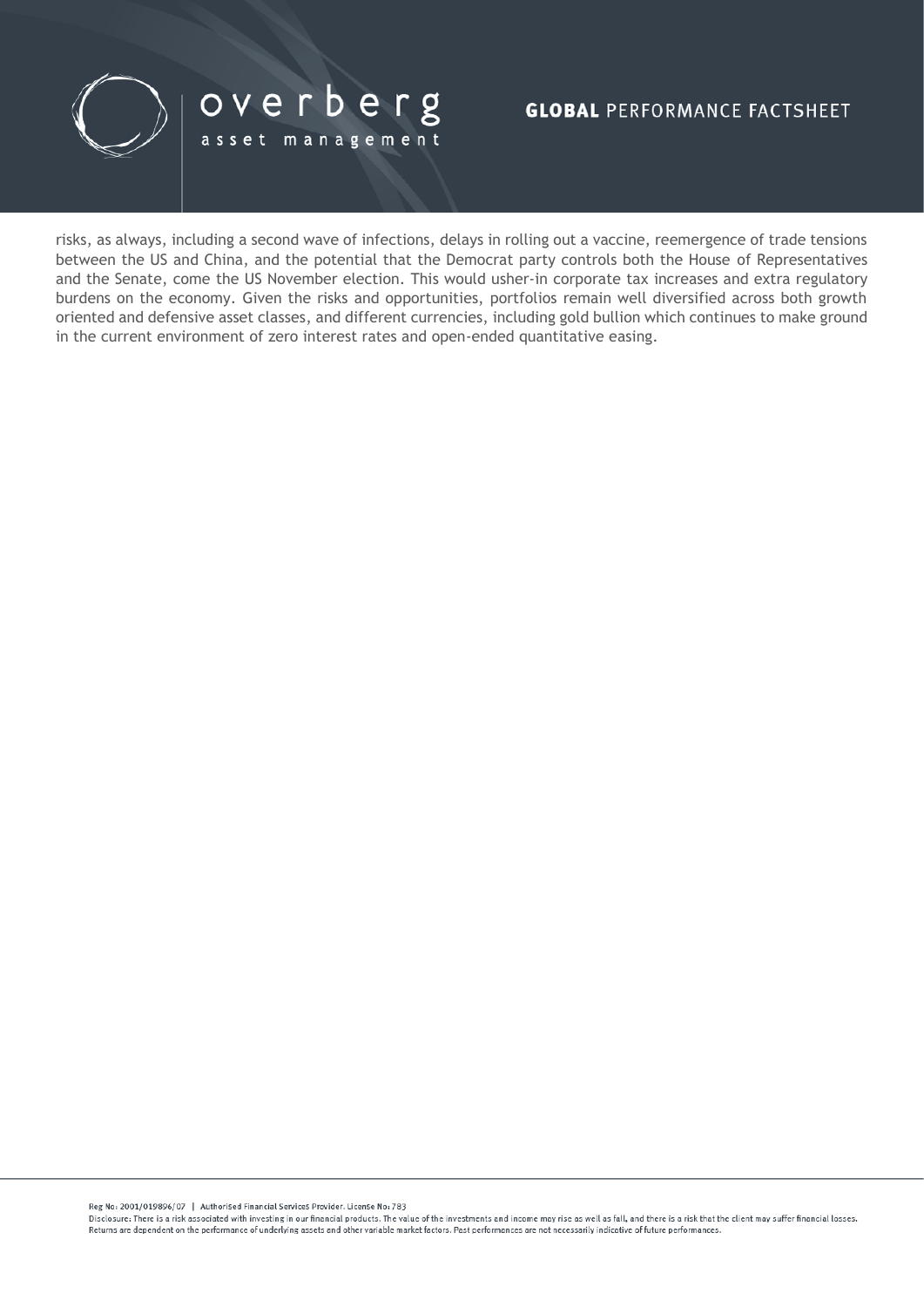risks, as always, including a second wave of infections, delays in rolling out a vaccine, reemergence of trade tensions between the US and China, and the potential that the Democrat party controls both the House of Representatives and the Senate, come the US November election. This would usher-in corporate tax increases and extra regulatory burdens on the economy. Given the risks and opportunities, portfolios remain well diversified across both growth oriented and defensive asset classes, and different currencies, including gold bullion which continues to make ground in the current environment of zero interest rates and open-ended quantitative easing.